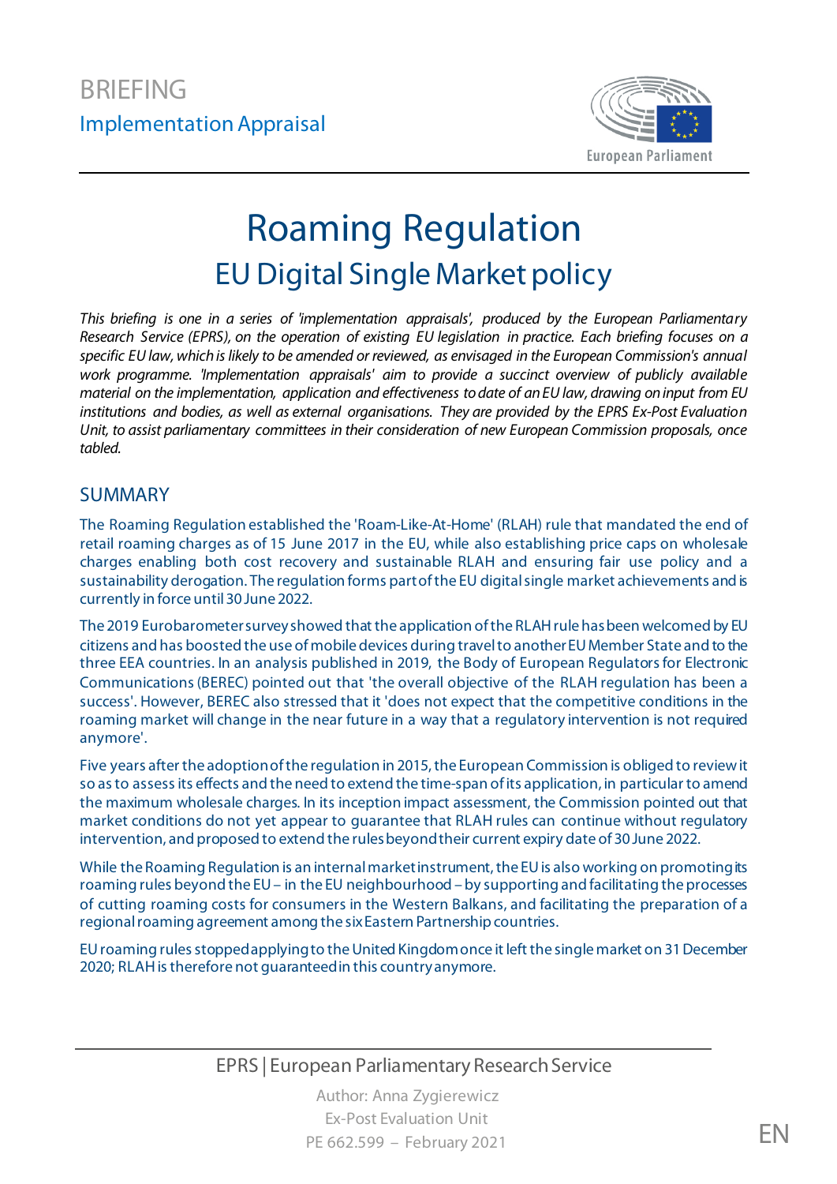BRIEFING

Implementation Appraisal

# Roaming Regulation

## EU Digital Single Market policy

*This briefing is one in a series of 'implementation appraisals', produced by the European Parliamentary Research Service (EPRS), on the operation of existing EU legislation in practice. Each briefing focuses on a specific EU law, which is likely to be amended or reviewed, as envisaged in the European Commission's annual work programme. 'Implementation appraisals' aim to provide a succinct overview of publicly available material on the implementation, application and effectiveness to date of an EU law, drawing on input from EU institutions and bodies, as well as external organisations. They are provided by the EPRS Ex-Post Evaluation Unit, to assist parliamentary committees in their consideration of new European Commission proposals, once tabled.*

## SUMMARY

The Roaming Regulation established the 'Roam-Like-At-Home' (RLAH) rule that mandated the end of retail roaming charges as of 15 June 2017 in the EU, while also establishing price caps on wholesale charges enabling both cost recovery and sustainable RLAH and ensuring fair use policy and a sustainability derogation. The regulation forms part of the EU digital single market achievements and is currently in force until 30 June 2022.

The 2019 Eurobarometer survey showed that the application of the RLAH rule has been welcomed by EU citizens and has boosted the use of mobile devices during travel to another EU Member State and to the three EEA countries. In an analysis published in 2019, the Body of European Regulators for Electronic Communications (BEREC) pointed out that 'the overall objective of the RLAH regulation has been a success'. However, BEREC also stressed that it 'does not expect that the competitive conditions in the roaming market will change in the near future in a way that a regulatory intervention is not required anymore'.

Five years after the adoption of the regulation in 2015, the European Commission is obliged to review it so as to assess its effects and the need to extend the time-span of its application, in particular to amend the maximum wholesale charges. In its inception impact assessment, the Commission pointed out that market conditions do not yet appear to guarantee that RLAH rules can continue without regulatory intervention, and proposed to extend the rules beyond their current expiry date of 30 June 2022.

While the Roaming Regulation is an internal market instrument, the EU is also working on promoting its roaming rules beyond the EU – in the EU neighbourhood – by supporting and facilitating the processes of cutting roaming costs for consumers in the Western Balkans, and facilitating the preparation of a regional roaming agreement among the six Eastern Partnership countries.

EU roaming rules stopped applying to the United Kingdom once it left the single market on 31 December 2020; RLAH is therefore not guaranteed in this country anymore.

EPRS | European Parliamentary Research Service

Author: Anna Zygierewicz
Ex-Post Evaluation Unit
PE 662.599 – February 2021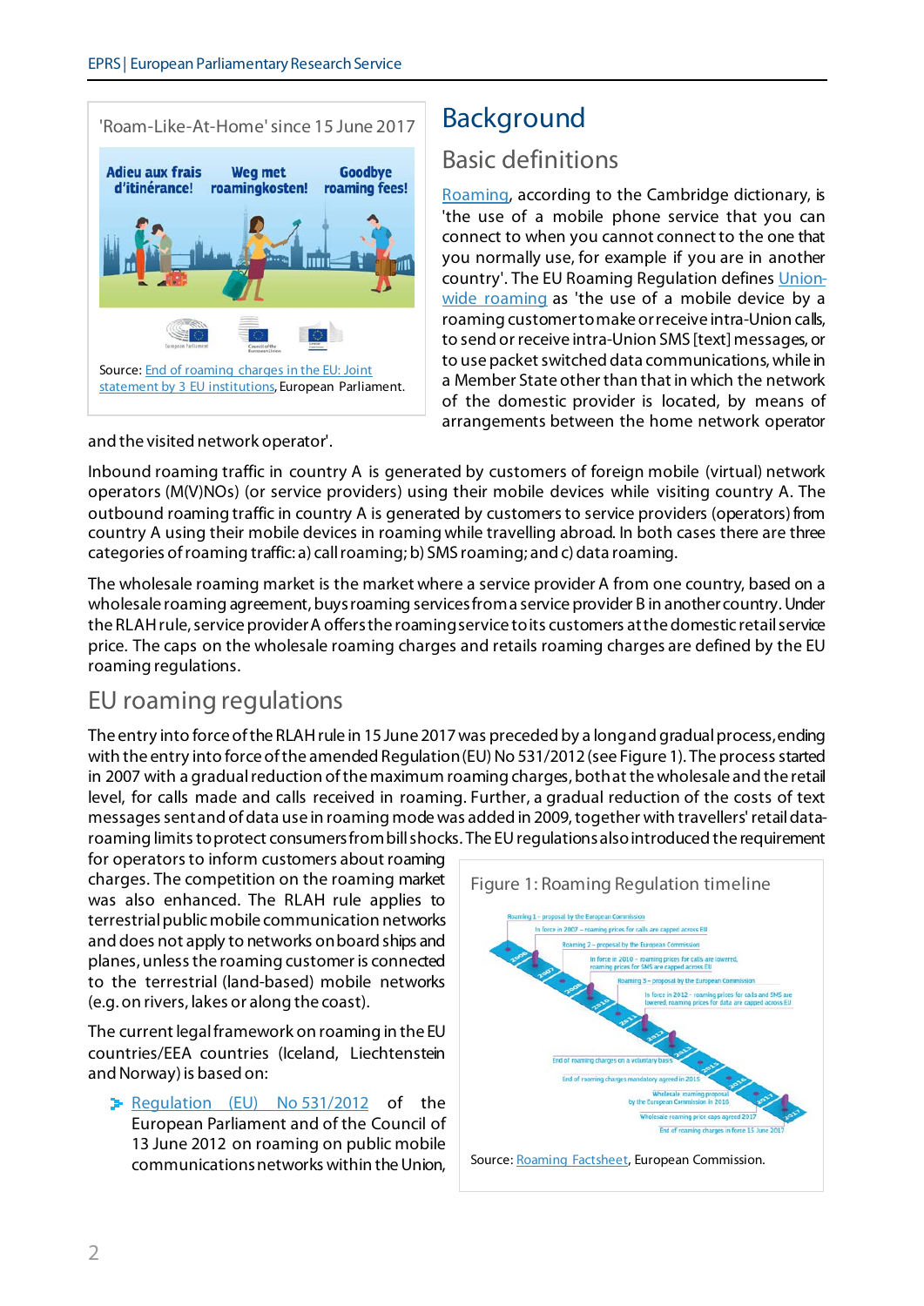'Roam-Like-At-Home' since 15 June 2017

Source: End of roaming charges in the EU: Joint statement by 3 EU institutions, European Parliament.

# Background

## Basic definitions

Roaming, according to the Cambridge dictionary, is 'the use of a mobile phone service that you can connect to when you cannot connect to the one that you normally use, for example if you are in another country'. The EU Roaming Regulation defines Union-wide roaming as 'the use of a mobile device by a roaming customer to make or receive intra-Union calls, to send or receive intra-Union SMS [text] messages, or to use packet switched data communications, while in a Member State other than that in which the network of the domestic provider is located, by means of arrangements between the home network operator and the visited network operator'.

Inbound roaming traffic in country A is generated by customers of foreign mobile (virtual) network operators (M(V)NOs) (or service providers) using their mobile devices while visiting country A. The outbound roaming traffic in country A is generated by customers to service providers (operators) from country A using their mobile devices in roaming while travelling abroad. In both cases there are three categories of roaming traffic: a) call roaming; b) SMS roaming; and c) data roaming.

The wholesale roaming market is the market where a service provider A from one country, based on a wholesale roaming agreement, buys roaming services from a service provider B in another country. Under the RLAH rule, service provider A offers the roaming service to its customers at the domestic retail service price. The caps on the wholesale roaming charges and retails roaming charges are defined by the EU roaming regulations.

## EU roaming regulations

The entry into force of the RLAH rule in 15 June 2017 was preceded by a long and gradual process, ending with the entry into force of the amended Regulation (EU) No 531/2012 (see Figure 1). The process started in 2007 with a gradual reduction of the maximum roaming charges, both at the wholesale and the retail level, for calls made and calls received in roaming. Further, a gradual reduction of the costs of text messages sent and of data use in roaming mode was added in 2009, together with travellers' retail data-roaming limits to protect consumers from bill shocks. The EU regulations also introduced the requirement for operators to inform customers about roaming charges. The competition on the roaming market was also enhanced. The RLAH rule applies to terrestrial public mobile communication networks and does not apply to networks on board ships and planes, unless the roaming customer is connected to the terrestrial (land-based) mobile networks (e.g. on rivers, lakes or along the coast).

Figure 1: Roaming Regulation timeline

Source: Roaming Factsheet, European Commission.

The current legal framework on roaming in the EU countries/EEA countries (Iceland, Liechtenstein and Norway) is based on:

- Regulation (EU) No 531/2012 of the European Parliament and of the Council of 13 June 2012 on roaming on public mobile communications networks within the Union,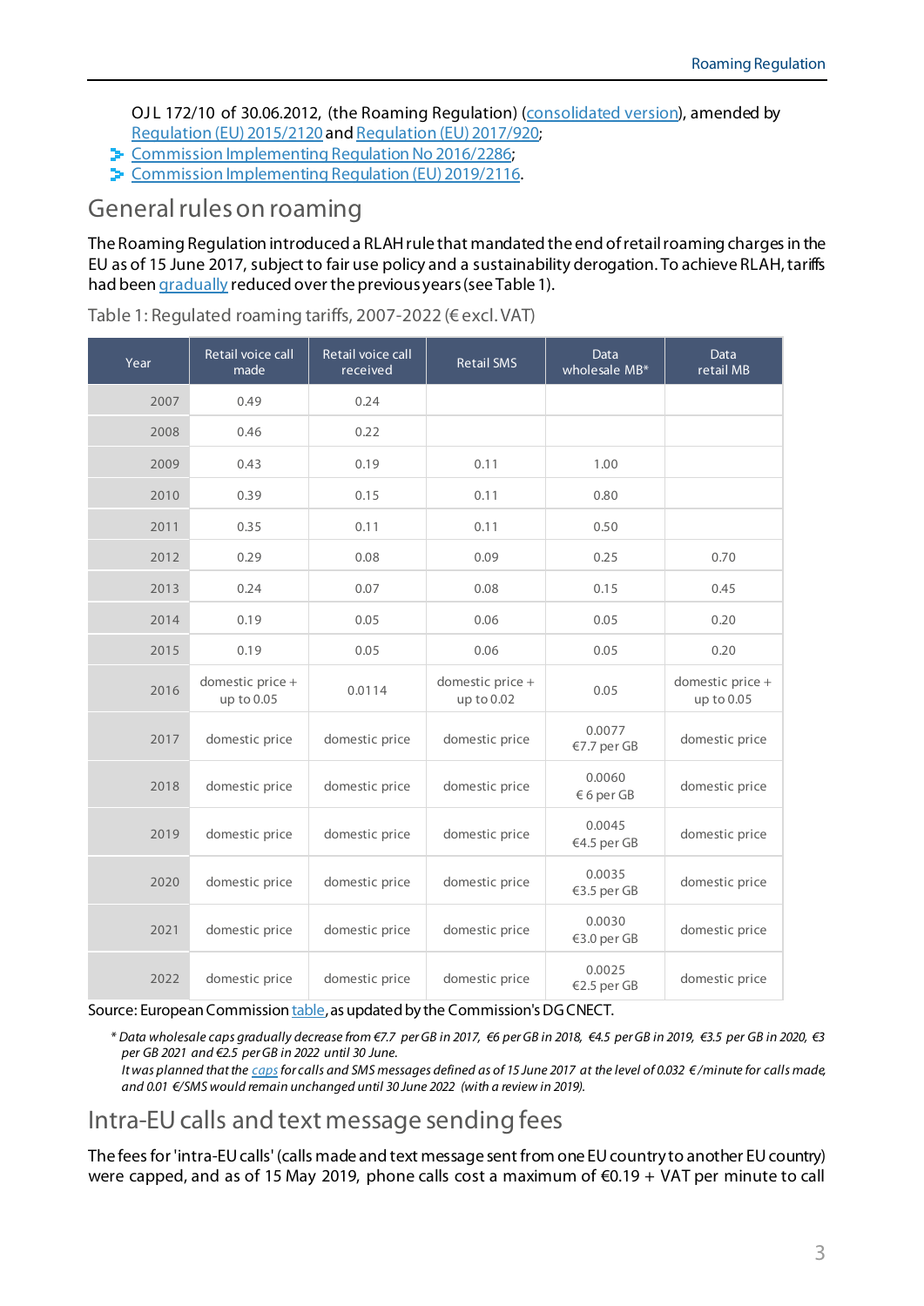OJ L 172/10 of 30.06.2012, (the Roaming Regulation) (consolidated version), amended by Regulation (EU) 2015/2120 and Regulation (EU) 2017/920;

- Commission Implementing Regulation No 2016/2286;
- Commission Implementing Regulation (EU) 2019/2116.

## General rules on roaming

The Roaming Regulation introduced a RLAH rule that mandated the end of retail roaming charges in the EU as of 15 June 2017, subject to fair use policy and a sustainability derogation. To achieve RLAH, tariffs had been gradually reduced over the previous years (see Table 1).

Table 1: Regulated roaming tariffs, 2007-2022 (€ excl. VAT)

| Year | Retail voice call made | Retail voice call received | Retail SMS | Data wholesale MB* | Data retail MB |
|---|---|---|---|---|---|
| 2007 | 0.49 | 0.24 | | | |
| 2008 | 0.46 | 0.22 | | | |
| 2009 | 0.43 | 0.19 | 0.11 | 1.00 | |
| 2010 | 0.39 | 0.15 | 0.11 | 0.80 | |
| 2011 | 0.35 | 0.11 | 0.11 | 0.50 | |
| 2012 | 0.29 | 0.08 | 0.09 | 0.25 | 0.70 |
| 2013 | 0.24 | 0.07 | 0.08 | 0.15 | 0.45 |
| 2014 | 0.19 | 0.05 | 0.06 | 0.05 | 0.20 |
| 2015 | 0.19 | 0.05 | 0.06 | 0.05 | 0.20 |
| 2016 | domestic price + up to 0.05 | 0.0114 | domestic price + up to 0.02 | 0.05 | domestic price + up to 0.05 |
| 2017 | domestic price | domestic price | domestic price | 0.0077 €7.7 per GB | domestic price |
| 2018 | domestic price | domestic price | domestic price | 0.0060 € 6 per GB | domestic price |
| 2019 | domestic price | domestic price | domestic price | 0.0045 €4.5 per GB | domestic price |
| 2020 | domestic price | domestic price | domestic price | 0.0035 €3.5 per GB | domestic price |
| 2021 | domestic price | domestic price | domestic price | 0.0030 €3.0 per GB | domestic price |
| 2022 | domestic price | domestic price | domestic price | 0.0025 €2.5 per GB | domestic price |

Source: European Commission table, as updated by the Commission's DG CNECT.

*\* Data wholesale caps gradually decrease from €7.7 per GB in 2017, €6 per GB in 2018, €4.5 per GB in 2019, €3.5 per GB in 2020, €3 per GB 2021 and €2.5 per GB in 2022 until 30 June.*
*It was planned that the caps for calls and SMS messages defined as of 15 June 2017 at the level of 0.032 €/minute for calls made, and 0.01 €/SMS would remain unchanged until 30 June 2022 (with a review in 2019).*

## Intra-EU calls and text message sending fees

The fees for 'intra-EU calls' (calls made and text message sent from one EU country to another EU country) were capped, and as of 15 May 2019, phone calls cost a maximum of €0.19 + VAT per minute to call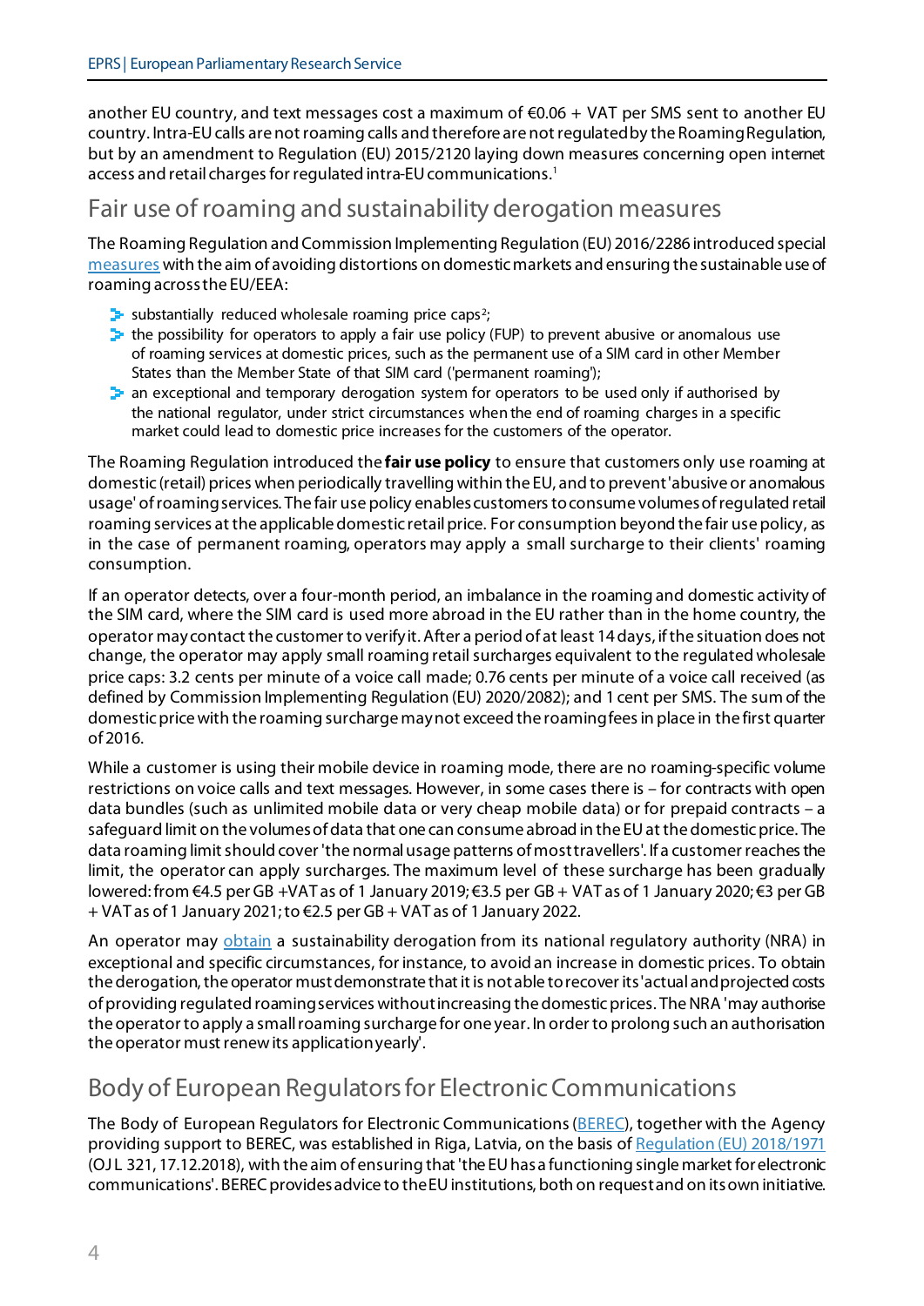another EU country, and text messages cost a maximum of €0.06 + VAT per SMS sent to another EU country. Intra-EU calls are not roaming calls and therefore are not regulated by the Roaming Regulation, but by an amendment to Regulation (EU) 2015/2120 laying down measures concerning open internet access and retail charges for regulated intra-EU communications.[1]

## Fair use of roaming and sustainability derogation measures

The Roaming Regulation and Commission Implementing Regulation (EU) 2016/2286 introduced special measures with the aim of avoiding distortions on domestic markets and ensuring the sustainable use of roaming across the EU/EEA:

- substantially reduced wholesale roaming price caps[2];
- the possibility for operators to apply a fair use policy (FUP) to prevent abusive or anomalous use of roaming services at domestic prices, such as the permanent use of a SIM card in other Member States than the Member State of that SIM card ('permanent roaming');
- an exceptional and temporary derogation system for operators to be used only if authorised by the national regulator, under strict circumstances when the end of roaming charges in a specific market could lead to domestic price increases for the customers of the operator.

The Roaming Regulation introduced the **fair use policy** to ensure that customers only use roaming at domestic (retail) prices when periodically travelling within the EU, and to prevent 'abusive or anomalous usage' of roaming services. The fair use policy enables customers to consume volumes of regulated retail roaming services at the applicable domestic retail price. For consumption beyond the fair use policy, as in the case of permanent roaming, operators may apply a small surcharge to their clients' roaming consumption.

If an operator detects, over a four-month period, an imbalance in the roaming and domestic activity of the SIM card, where the SIM card is used more abroad in the EU rather than in the home country, the operator may contact the customer to verify it. After a period of at least 14 days, if the situation does not change, the operator may apply small roaming retail surcharges equivalent to the regulated wholesale price caps: 3.2 cents per minute of a voice call made; 0.76 cents per minute of a voice call received (as defined by Commission Implementing Regulation (EU) 2020/2082); and 1 cent per SMS. The sum of the domestic price with the roaming surcharge may not exceed the roaming fees in place in the first quarter of 2016.

While a customer is using their mobile device in roaming mode, there are no roaming-specific volume restrictions on voice calls and text messages. However, in some cases there is – for contracts with open data bundles (such as unlimited mobile data or very cheap mobile data) or for prepaid contracts – a safeguard limit on the volumes of data that one can consume abroad in the EU at the domestic price. The data roaming limit should cover 'the normal usage patterns of most travellers'. If a customer reaches the limit, the operator can apply surcharges. The maximum level of these surcharge has been gradually lowered: from €4.5 per GB +VAT as of 1 January 2019; €3.5 per GB + VAT as of 1 January 2020; €3 per GB + VAT as of 1 January 2021; to €2.5 per GB + VAT as of 1 January 2022.

An operator may obtain a sustainability derogation from its national regulatory authority (NRA) in exceptional and specific circumstances, for instance, to avoid an increase in domestic prices. To obtain the derogation, the operator must demonstrate that it is not able to recover its 'actual and projected costs of providing regulated roaming services without increasing the domestic prices. The NRA 'may authorise the operator to apply a small roaming surcharge for one year. In order to prolong such an authorisation the operator must renew its application yearly'.

## Body of European Regulators for Electronic Communications

The Body of European Regulators for Electronic Communications (BEREC), together with the Agency providing support to BEREC, was established in Riga, Latvia, on the basis of Regulation (EU) 2018/1971 (OJ L 321, 17.12.2018), with the aim of ensuring that 'the EU has a functioning single market for electronic communications'. BEREC provides advice to the EU institutions, both on request and on its own initiative.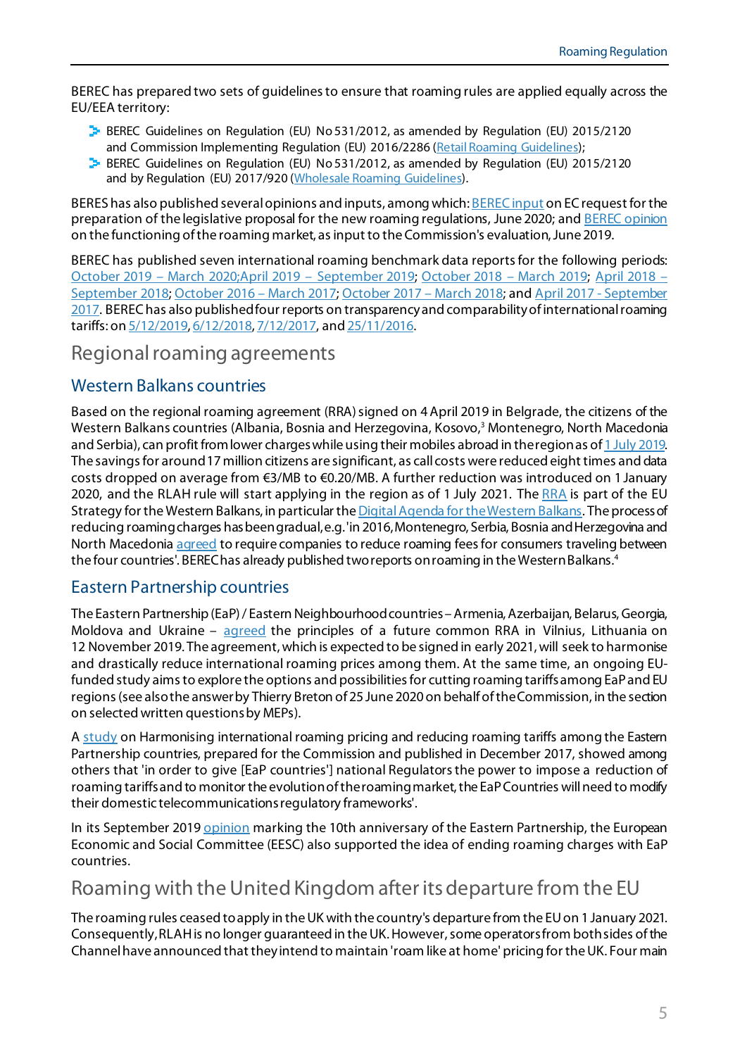BEREC has prepared two sets of guidelines to ensure that roaming rules are applied equally across the EU/EEA territory:

- BEREC Guidelines on Regulation (EU) No 531/2012, as amended by Regulation (EU) 2015/2120 and Commission Implementing Regulation (EU) 2016/2286 (Retail Roaming Guidelines);
- BEREC Guidelines on Regulation (EU) No 531/2012, as amended by Regulation (EU) 2015/2120 and by Regulation (EU) 2017/920 (Wholesale Roaming Guidelines).

BERES has also published several opinions and inputs, among which: BEREC input on EC request for the preparation of the legislative proposal for the new roaming regulations, June 2020; and BEREC opinion on the functioning of the roaming market, as input to the Commission's evaluation, June 2019.

BEREC has published seven international roaming benchmark data reports for the following periods: October 2019 – March 2020;April 2019 – September 2019; October 2018 – March 2019; April 2018 – September 2018; October 2016 – March 2017; October 2017 – March 2018; and April 2017 - September 2017. BEREC has also published four reports on transparency and comparability of international roaming tariffs: on 5/12/2019, 6/12/2018, 7/12/2017, and 25/11/2016.

## Regional roaming agreements

### Western Balkans countries

Based on the regional roaming agreement (RRA) signed on 4 April 2019 in Belgrade, the citizens of the Western Balkans countries (Albania, Bosnia and Herzegovina, Kosovo,[3] Montenegro, North Macedonia and Serbia), can profit from lower charges while using their mobiles abroad in the region as of 1 July 2019. The savings for around 17 million citizens are significant, as call costs were reduced eight times and data costs dropped on average from €3/MB to €0.20/MB. A further reduction was introduced on 1 January 2020, and the RLAH rule will start applying in the region as of 1 July 2021. The RRA is part of the EU Strategy for the Western Balkans, in particular the Digital Agenda for the Western Balkans. The process of reducing roaming charges has been gradual, e.g. 'in 2016, Montenegro, Serbia, Bosnia and Herzegovina and North Macedonia agreed to require companies to reduce roaming fees for consumers traveling between the four countries'. BEREC has already published two reports on roaming in the Western Balkans.[4]

### Eastern Partnership countries

The Eastern Partnership (EaP) / Eastern Neighbourhood countries – Armenia, Azerbaijan, Belarus, Georgia, Moldova and Ukraine – agreed the principles of a future common RRA in Vilnius, Lithuania on 12 November 2019. The agreement, which is expected to be signed in early 2021, will seek to harmonise and drastically reduce international roaming prices among them. At the same time, an ongoing EU-funded study aims to explore the options and possibilities for cutting roaming tariffs among EaP and EU regions (see also the answer by Thierry Breton of 25 June 2020 on behalf of the Commission, in the section on selected written questions by MEPs).

A study on Harmonising international roaming pricing and reducing roaming tariffs among the Eastern Partnership countries, prepared for the Commission and published in December 2017, showed among others that 'in order to give [EaP countries'] national Regulators the power to impose a reduction of roaming tariffs and to monitor the evolution of the roaming market, the EaP Countries will need to modify their domestic telecommunications regulatory frameworks'.

In its September 2019 opinion marking the 10th anniversary of the Eastern Partnership, the European Economic and Social Committee (EESC) also supported the idea of ending roaming charges with EaP countries.

## Roaming with the United Kingdom after its departure from the EU

The roaming rules ceased to apply in the UK with the country's departure from the EU on 1 January 2021. Consequently, RLAH is no longer guaranteed in the UK. However, some operators from both sides of the Channel have announced that they intend to maintain 'roam like at home' pricing for the UK. Four main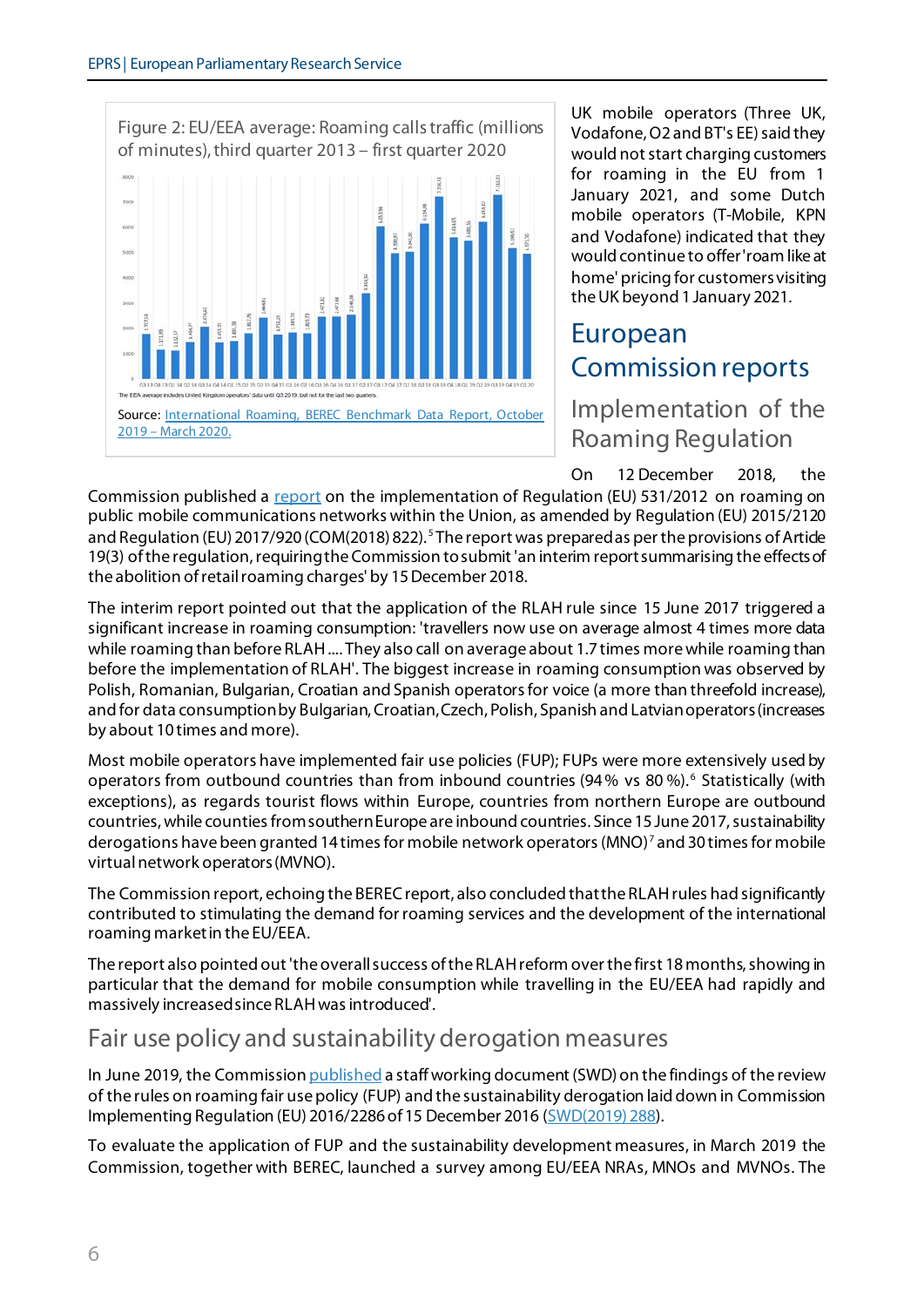Figure 2: EU/EEA average: Roaming calls traffic (millions of minutes), third quarter 2013 – first quarter 2020

The EEA average includes United Kingdom operators' data until Q3 2019, but not for the last two quarters.

Source: International Roaming, BEREC Benchmark Data Report, October 2019 – March 2020.

UK mobile operators (Three UK, Vodafone, O2 and BT's EE) said they would not start charging customers for roaming in the EU from 1 January 2021, and some Dutch mobile operators (T-Mobile, KPN and Vodafone) indicated that they would continue to offer 'roam like at home' pricing for customers visiting the UK beyond 1 January 2021.

## European Commission reports

### Implementation of the Roaming Regulation

On 12 December 2018, the Commission published a report on the implementation of Regulation (EU) 531/2012 on roaming on public mobile communications networks within the Union, as amended by Regulation (EU) 2015/2120 and Regulation (EU) 2017/920 (COM(2018) 822).[5] The report was prepared as per the provisions of Article 19(3) of the regulation, requiring the Commission to submit 'an interim report summarising the effects of the abolition of retail roaming charges' by 15 December 2018.

The interim report pointed out that the application of the RLAH rule since 15 June 2017 triggered a significant increase in roaming consumption: 'travellers now use on average almost 4 times more data while roaming than before RLAH .... They also call on average about 1.7 times more while roaming than before the implementation of RLAH'. The biggest increase in roaming consumption was observed by Polish, Romanian, Bulgarian, Croatian and Spanish operators for voice (a more than threefold increase), and for data consumption by Bulgarian, Croatian, Czech, Polish, Spanish and Latvian operators (increases by about 10 times and more).

Most mobile operators have implemented fair use policies (FUP); FUPs were more extensively used by operators from outbound countries than from inbound countries (94 % vs 80 %).[6] Statistically (with exceptions), as regards tourist flows within Europe, countries from northern Europe are outbound countries, while counties from southern Europe are inbound countries. Since 15 June 2017, sustainability derogations have been granted 14 times for mobile network operators (MNO)[7] and 30 times for mobile virtual network operators (MVNO).

The Commission report, echoing the BEREC report, also concluded that the RLAH rules had significantly contributed to stimulating the demand for roaming services and the development of the international roaming market in the EU/EEA.

The report also pointed out 'the overall success of the RLAH reform over the first 18 months, showing in particular that the demand for mobile consumption while travelling in the EU/EEA had rapidly and massively increased since RLAH was introduced'.

## Fair use policy and sustainability derogation measures

In June 2019, the Commission published a staff working document (SWD) on the findings of the review of the rules on roaming fair use policy (FUP) and the sustainability derogation laid down in Commission Implementing Regulation (EU) 2016/2286 of 15 December 2016 (SWD(2019) 288).

To evaluate the application of FUP and the sustainability development measures, in March 2019 the Commission, together with BEREC, launched a survey among EU/EEA NRAs, MNOs and MVNOs. The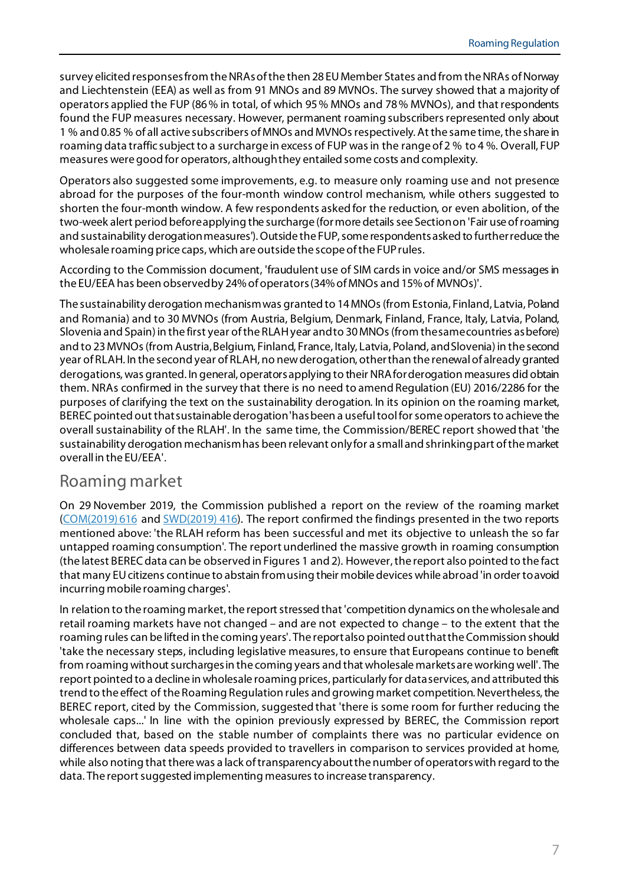survey elicited responses from the NRAs of the then 28 EU Member States and from the NRAs of Norway and Liechtenstein (EEA) as well as from 91 MNOs and 89 MVNOs. The survey showed that a majority of operators applied the FUP (86 % in total, of which 95 % MNOs and 78 % MVNOs), and that respondents found the FUP measures necessary. However, permanent roaming subscribers represented only about 1 % and 0.85 % of all active subscribers of MNOs and MVNOs respectively. At the same time, the share in roaming data traffic subject to a surcharge in excess of FUP was in the range of 2 % to 4 %. Overall, FUP measures were good for operators, although they entailed some costs and complexity.

Operators also suggested some improvements, e.g. to measure only roaming use and not presence abroad for the purposes of the four-month window control mechanism, while others suggested to shorten the four-month window. A few respondents asked for the reduction, or even abolition, of the two-week alert period before applying the surcharge (for more details see Section on 'Fair use of roaming and sustainability derogation measures'). Outside the FUP, some respondents asked to further reduce the wholesale roaming price caps, which are outside the scope of the FUP rules.

According to the Commission document, 'fraudulent use of SIM cards in voice and/or SMS messages in the EU/EEA has been observed by 24% of operators (34% of MNOs and 15% of MVNOs)'.

The sustainability derogation mechanism was granted to 14 MNOs (from Estonia, Finland, Latvia, Poland and Romania) and to 30 MVNOs (from Austria, Belgium, Denmark, Finland, France, Italy, Latvia, Poland, Slovenia and Spain) in the first year of the RLAH year and to 30 MNOs (from the same countries as before) and to 23 MVNOs (from Austria, Belgium, Finland, France, Italy, Latvia, Poland, and Slovenia) in the second year of RLAH. In the second year of RLAH, no new derogation, other than the renewal of already granted derogations, was granted. In general, operators applying to their NRA for derogation measures did obtain them. NRAs confirmed in the survey that there is no need to amend Regulation (EU) 2016/2286 for the purposes of clarifying the text on the sustainability derogation. In its opinion on the roaming market, BEREC pointed out that sustainable derogation 'has been a useful tool for some operators to achieve the overall sustainability of the RLAH'. In the same time, the Commission/BEREC report showed that 'the sustainability derogation mechanism has been relevant only for a small and shrinking part of the market overall in the EU/EEA'.

## Roaming market

On 29 November 2019, the Commission published a report on the review of the roaming market (COM(2019) 616 and SWD(2019) 416). The report confirmed the findings presented in the two reports mentioned above: 'the RLAH reform has been successful and met its objective to unleash the so far untapped roaming consumption'. The report underlined the massive growth in roaming consumption (the latest BEREC data can be observed in Figures 1 and 2). However, the report also pointed to the fact that many EU citizens continue to abstain from using their mobile devices while abroad 'in order to avoid incurring mobile roaming charges'.

In relation to the roaming market, the report stressed that 'competition dynamics on the wholesale and retail roaming markets have not changed – and are not expected to change – to the extent that the roaming rules can be lifted in the coming years'. The report also pointed out that the Commission should 'take the necessary steps, including legislative measures, to ensure that Europeans continue to benefit from roaming without surcharges in the coming years and that wholesale markets are working well'. The report pointed to a decline in wholesale roaming prices, particularly for data services, and attributed this trend to the effect of the Roaming Regulation rules and growing market competition. Nevertheless, the BEREC report, cited by the Commission, suggested that 'there is some room for further reducing the wholesale caps...' In line with the opinion previously expressed by BEREC, the Commission report concluded that, based on the stable number of complaints there was no particular evidence on differences between data speeds provided to travellers in comparison to services provided at home, while also noting that there was a lack of transparency about the number of operators with regard to the data. The report suggested implementing measures to increase transparency.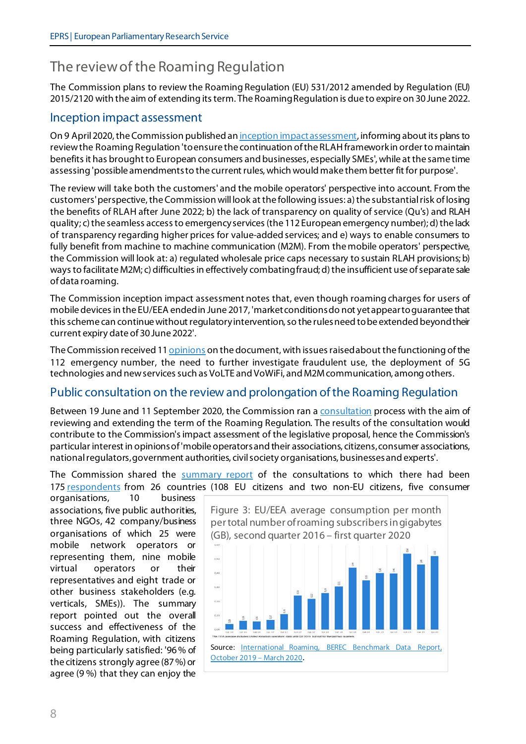## The review of the Roaming Regulation

The Commission plans to review the Roaming Regulation (EU) 531/2012 amended by Regulation (EU) 2015/2120 with the aim of extending its term. The Roaming Regulation is due to expire on 30 June 2022.

### Inception impact assessment

On 9 April 2020, the Commission published an inception impact assessment, informing about its plans to review the Roaming Regulation 'to ensure the continuation of the RLAH framework in order to maintain benefits it has brought to European consumers and businesses, especially SMEs', while at the same time assessing 'possible amendments to the current rules, which would make them better fit for purpose'.

The review will take both the customers' and the mobile operators' perspective into account. From the customers' perspective, the Commission will look at the following issues: a) the substantial risk of losing the benefits of RLAH after June 2022; b) the lack of transparency on quality of service (Qu's) and RLAH quality; c) the seamless access to emergency services (the 112 European emergency number); d) the lack of transparency regarding higher prices for value-added services; and e) ways to enable consumers to fully benefit from machine to machine communication (M2M). From the mobile operators' perspective, the Commission will look at: a) regulated wholesale price caps necessary to sustain RLAH provisions; b) ways to facilitate M2M; c) difficulties in effectively combating fraud; d) the insufficient use of separate sale of data roaming.

The Commission inception impact assessment notes that, even though roaming charges for users of mobile devices in the EU/EEA ended in June 2017, 'market conditions do not yet appear to guarantee that this scheme can continue without regulatory intervention, so the rules need to be extended beyond their current expiry date of 30 June 2022'.

The Commission received 11 opinions on the document, with issues raised about the functioning of the 112 emergency number, the need to further investigate fraudulent use, the deployment of 5G technologies and new services such as VoLTE and VoWiFi, and M2M communication, among others.

### Public consultation on the review and prolongation of the Roaming Regulation

Between 19 June and 11 September 2020, the Commission ran a consultation process with the aim of reviewing and extending the term of the Roaming Regulation. The results of the consultation would contribute to the Commission's impact assessment of the legislative proposal, hence the Commission's particular interest in opinions of 'mobile operators and their associations, citizens, consumer associations, national regulators, government authorities, civil society organisations, businesses and experts'.

The Commission shared the summary report of the consultations to which there had been 175 respondents from 26 countries (108 EU citizens and two non-EU citizens, five consumer organisations, 10 business associations, five public authorities, three NGOs, 42 company/business organisations of which 25 were mobile network operators or representing them, nine mobile virtual operators or their representatives and eight trade or other business stakeholders (e.g. verticals, SMEs)). The summary report pointed out the overall success and effectiveness of the Roaming Regulation, with citizens being particularly satisfied: '96 % of the citizens strongly agree (87 %) or agree (9 %) that they can enjoy the

Figure 3: EU/EEA average consumption per month per total number of roaming subscribers in gigabytes (GB), second quarter 2016 – first quarter 2020

Source: International Roaming, BEREC Benchmark Data Report, October 2019 – March 2020.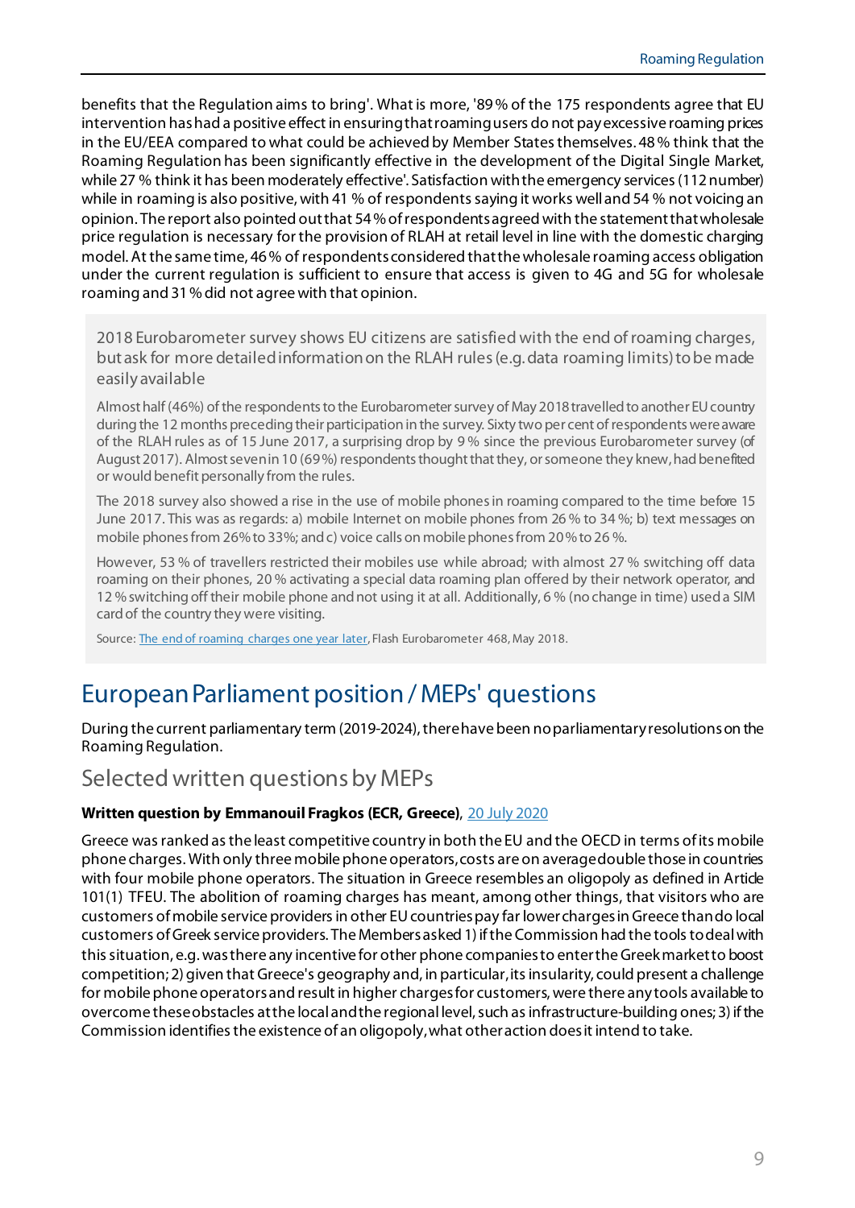benefits that the Regulation aims to bring'. What is more, '89 % of the 175 respondents agree that EU intervention has had a positive effect in ensuring that roaming users do not pay excessive roaming prices in the EU/EEA compared to what could be achieved by Member States themselves. 48 % think that the Roaming Regulation has been significantly effective in the development of the Digital Single Market, while 27 % think it has been moderately effective'. Satisfaction with the emergency services (112 number) while in roaming is also positive, with 41 % of respondents saying it works well and 54 % not voicing an opinion. The report also pointed out that 54 % of respondents agreed with the statement that wholesale price regulation is necessary for the provision of RLAH at retail level in line with the domestic charging model. At the same time, 46 % of respondents considered that the wholesale roaming access obligation under the current regulation is sufficient to ensure that access is given to 4G and 5G for wholesale roaming and 31 % did not agree with that opinion.

> 2018 Eurobarometer survey shows EU citizens are satisfied with the end of roaming charges, but ask for more detailed information on the RLAH rules (e.g. data roaming limits) to be made easily available
>
> Almost half (46%) of the respondents to the Eurobarometer survey of May 2018 travelled to another EU country during the 12 months preceding their participation in the survey. Sixty two per cent of respondents were aware of the RLAH rules as of 15 June 2017, a surprising drop by 9 % since the previous Eurobarometer survey (of August 2017). Almost seven in 10 (69 %) respondents thought that they, or someone they knew, had benefited or would benefit personally from the rules.
>
> The 2018 survey also showed a rise in the use of mobile phones in roaming compared to the time before 15 June 2017. This was as regards: a) mobile Internet on mobile phones from 26 % to 34 %; b) text messages on mobile phones from 26% to 33%; and c) voice calls on mobile phones from 20 % to 26 %.
>
> However, 53 % of travellers restricted their mobiles use while abroad; with almost 27 % switching off data roaming on their phones, 20 % activating a special data roaming plan offered by their network operator, and 12 % switching off their mobile phone and not using it at all. Additionally, 6 % (no change in time) used a SIM card of the country they were visiting.
>
> Source: The end of roaming charges one year later, Flash Eurobarometer 468, May 2018.

# European Parliament position / MEPs' questions

During the current parliamentary term (2019-2024), there have been no parliamentary resolutions on the Roaming Regulation.

## Selected written questions by MEPs

**Written question by Emmanouil Fragkos (ECR, Greece)**, 20 July 2020

Greece was ranked as the least competitive country in both the EU and the OECD in terms of its mobile phone charges. With only three mobile phone operators, costs are on average double those in countries with four mobile phone operators. The situation in Greece resembles an oligopoly as defined in Article 101(1) TFEU. The abolition of roaming charges has meant, among other things, that visitors who are customers of mobile service providers in other EU countries pay far lower charges in Greece than do local customers of Greek service providers. The Members asked 1) if the Commission had the tools to deal with this situation, e.g. was there any incentive for other phone companies to enter the Greek market to boost competition; 2) given that Greece's geography and, in particular, its insularity, could present a challenge for mobile phone operators and result in higher charges for customers, were there any tools available to overcome these obstacles at the local and the regional level, such as infrastructure-building ones; 3) if the Commission identifies the existence of an oligopoly, what other action does it intend to take.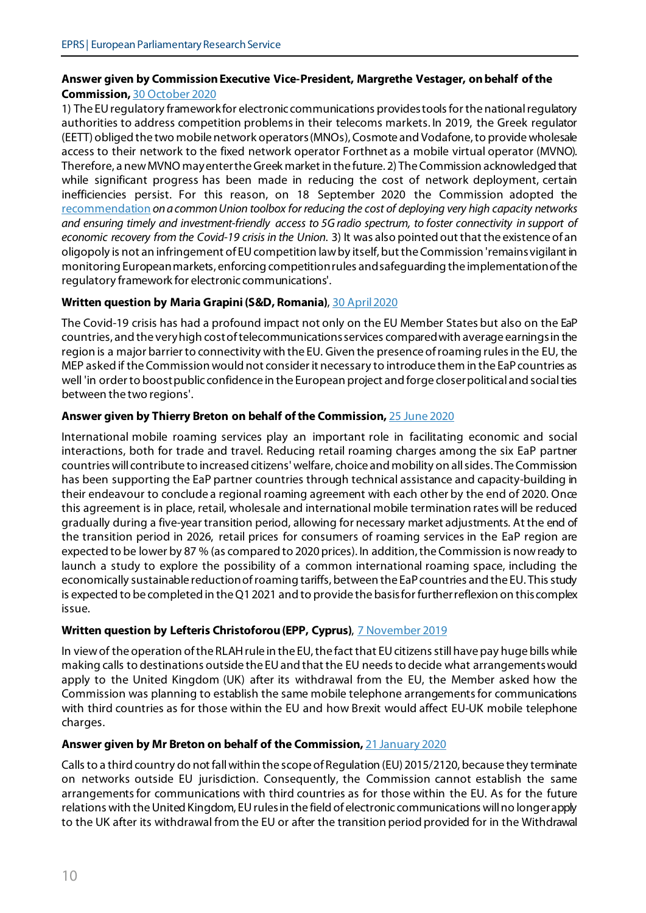**Answer given by Commission Executive Vice-President, Margrethe Vestager, on behalf of the Commission,** 30 October 2020

1) The EU regulatory framework for electronic communications provides tools for the national regulatory authorities to address competition problems in their telecoms markets. In 2019, the Greek regulator (EETT) obliged the two mobile network operators (MNOs), Cosmote and Vodafone, to provide wholesale access to their network to the fixed network operator Forthnet as a mobile virtual operator (MVNO). Therefore, a new MVNO may enter the Greek market in the future. 2) The Commission acknowledged that while significant progress has been made in reducing the cost of network deployment, certain inefficiencies persist. For this reason, on 18 September 2020 the Commission adopted the recommendation *on a common Union toolbox for reducing the cost of deploying very high capacity networks and ensuring timely and investment-friendly access to 5G radio spectrum, to foster connectivity in support of economic recovery from the Covid-19 crisis in the Union.* 3) It was also pointed out that the existence of an oligopoly is not an infringement of EU competition law by itself, but the Commission 'remains vigilant in monitoring European markets, enforcing competition rules and safeguarding the implementation of the regulatory framework for electronic communications'.

**Written question by Maria Grapini (S&D, Romania)**, 30 April 2020

The Covid-19 crisis has had a profound impact not only on the EU Member States but also on the EaP countries, and the very high cost of telecommunications services compared with average earnings in the region is a major barrier to connectivity with the EU. Given the presence of roaming rules in the EU, the MEP asked if the Commission would not consider it necessary to introduce them in the EaP countries as well 'in order to boost public confidence in the European project and forge closer political and social ties between the two regions'.

**Answer given by Thierry Breton on behalf of the Commission,** 25 June 2020

International mobile roaming services play an important role in facilitating economic and social interactions, both for trade and travel. Reducing retail roaming charges among the six EaP partner countries will contribute to increased citizens' welfare, choice and mobility on all sides. The Commission has been supporting the EaP partner countries through technical assistance and capacity-building in their endeavour to conclude a regional roaming agreement with each other by the end of 2020. Once this agreement is in place, retail, wholesale and international mobile termination rates will be reduced gradually during a five-year transition period, allowing for necessary market adjustments. At the end of the transition period in 2026, retail prices for consumers of roaming services in the EaP region are expected to be lower by 87 % (as compared to 2020 prices). In addition, the Commission is now ready to launch a study to explore the possibility of a common international roaming space, including the economically sustainable reduction of roaming tariffs, between the EaP countries and the EU. This study is expected to be completed in the Q1 2021 and to provide the basis for further reflexion on this complex issue.

**Written question by Lefteris Christoforou (EPP, Cyprus)**, 7 November 2019

In view of the operation of the RLAH rule in the EU, the fact that EU citizens still have pay huge bills while making calls to destinations outside the EU and that the EU needs to decide what arrangements would apply to the United Kingdom (UK) after its withdrawal from the EU, the Member asked how the Commission was planning to establish the same mobile telephone arrangements for communications with third countries as for those within the EU and how Brexit would affect EU-UK mobile telephone charges.

**Answer given by Mr Breton on behalf of the Commission,** 21 January 2020

Calls to a third country do not fall within the scope of Regulation (EU) 2015/2120, because they terminate on networks outside EU jurisdiction. Consequently, the Commission cannot establish the same arrangements for communications with third countries as for those within the EU. As for the future relations with the United Kingdom, EU rules in the field of electronic communications will no longer apply to the UK after its withdrawal from the EU or after the transition period provided for in the Withdrawal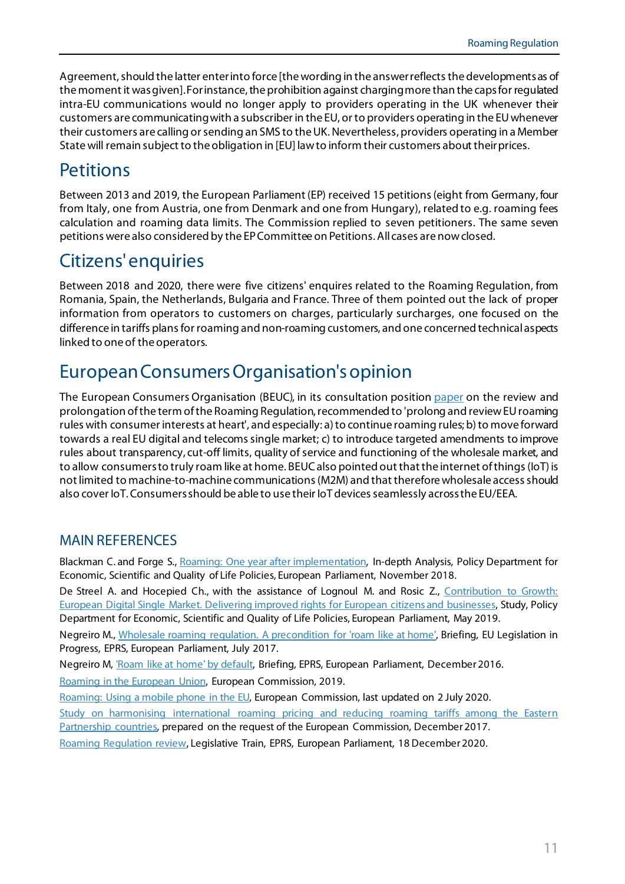Agreement, should the latter enter into force [the wording in the answer reflects the developments as of the moment it was given]. For instance, the prohibition against charging more than the caps for regulated intra-EU communications would no longer apply to providers operating in the UK whenever their customers are communicating with a subscriber in the EU, or to providers operating in the EU whenever their customers are calling or sending an SMS to the UK. Nevertheless, providers operating in a Member State will remain subject to the obligation in [EU] law to inform their customers about their prices.

## Petitions

Between 2013 and 2019, the European Parliament (EP) received 15 petitions (eight from Germany, four from Italy, one from Austria, one from Denmark and one from Hungary), related to e.g. roaming fees calculation and roaming data limits. The Commission replied to seven petitioners. The same seven petitions were also considered by the EP Committee on Petitions. All cases are now closed.

## Citizens' enquiries

Between 2018 and 2020, there were five citizens' enquires related to the Roaming Regulation, from Romania, Spain, the Netherlands, Bulgaria and France. Three of them pointed out the lack of proper information from operators to customers on charges, particularly surcharges, one focused on the difference in tariffs plans for roaming and non-roaming customers, and one concerned technical aspects linked to one of the operators.

## European Consumers Organisation's opinion

The European Consumers Organisation (BEUC), in its consultation position [paper](#) on the review and prolongation of the term of the Roaming Regulation, recommended to 'prolong and review EU roaming rules with consumer interests at heart', and especially: a) to continue roaming rules; b) to move forward towards a real EU digital and telecoms single market; c) to introduce targeted amendments to improve rules about transparency, cut-off limits, quality of service and functioning of the wholesale market, and to allow consumers to truly roam like at home. BEUC also pointed out that the internet of things (IoT) is not limited to machine-to-machine communications (M2M) and that therefore wholesale access should also cover IoT. Consumers should be able to use their IoT devices seamlessly across the EU/EEA.

### MAIN REFERENCES

Blackman C. and Forge S., [Roaming: One year after implementation](#), In-depth Analysis, Policy Department for Economic, Scientific and Quality of Life Policies, European Parliament, November 2018.

De Streel A. and Hocepied Ch., with the assistance of Lognoul M. and Rosic Z., [Contribution to Growth: European Digital Single Market. Delivering improved rights for European citizens and businesses](#), Study, Policy Department for Economic, Scientific and Quality of Life Policies, European Parliament, May 2019.

Negreiro M., [Wholesale roaming regulation. A precondition for 'roam like at home'](#), Briefing, EU Legislation in Progress, EPRS, European Parliament, July 2017.

Negreiro M, ['Roam like at home' by default](#), Briefing, EPRS, European Parliament, December 2016.

[Roaming in the European Union](#), European Commission, 2019.

[Roaming: Using a mobile phone in the EU](#), European Commission, last updated on 2 July 2020.

[Study on harmonising international roaming pricing and reducing roaming tariffs among the Eastern Partnership countries](#), prepared on the request of the European Commission, December 2017.

[Roaming Regulation review](#), Legislative Train, EPRS, European Parliament, 18 December 2020.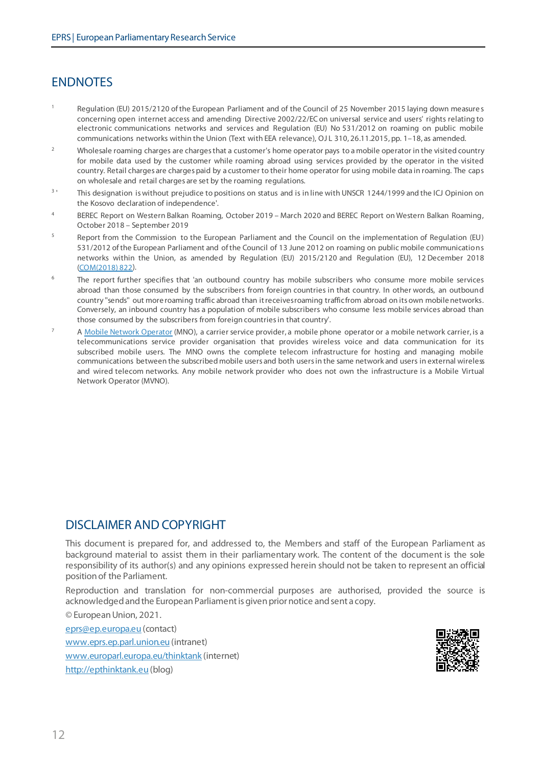## ENDNOTES

1. Regulation (EU) 2015/2120 of the European Parliament and of the Council of 25 November 2015 laying down measures concerning open internet access and amending Directive 2002/22/EC on universal service and users' rights relating to electronic communications networks and services and Regulation (EU) No 531/2012 on roaming on public mobile communications networks within the Union (Text with EEA relevance), OJ L 310, 26.11.2015, pp. 1–18, as amended.
2. Wholesale roaming charges are charges that a customer's home operator pays to a mobile operator in the visited country for mobile data used by the customer while roaming abroad using services provided by the operator in the visited country. Retail charges are charges paid by a customer to their home operator for using mobile data in roaming. The caps on wholesale and retail charges are set by the roaming regulations.
3. ' This designation is without prejudice to positions on status and is in line with UNSCR 1244/1999 and the ICJ Opinion on the Kosovo declaration of independence'.
4. BEREC Report on Western Balkan Roaming, October 2019 – March 2020 and BEREC Report on Western Balkan Roaming, October 2018 – September 2019
5. Report from the Commission to the European Parliament and the Council on the implementation of Regulation (EU) 531/2012 of the European Parliament and of the Council of 13 June 2012 on roaming on public mobile communications networks within the Union, as amended by Regulation (EU) 2015/2120 and Regulation (EU), 12 December 2018 (COM(2018) 822).
6. The report further specifies that 'an outbound country has mobile subscribers who consume more mobile services abroad than those consumed by the subscribers from foreign countries in that country. In other words, an outbound country "sends" out more roaming traffic abroad than it receives roaming traffic from abroad on its own mobile networks. Conversely, an inbound country has a population of mobile subscribers who consume less mobile services abroad than those consumed by the subscribers from foreign countries in that country'.
7. A Mobile Network Operator (MNO), a carrier service provider, a mobile phone operator or a mobile network carrier, is a telecommunications service provider organisation that provides wireless voice and data communication for its subscribed mobile users. The MNO owns the complete telecom infrastructure for hosting and managing mobile communications between the subscribed mobile users and both users in the same network and users in external wireless and wired telecom networks. Any mobile network provider who does not own the infrastructure is a Mobile Virtual Network Operator (MVNO).

## DISCLAIMER AND COPYRIGHT

This document is prepared for, and addressed to, the Members and staff of the European Parliament as background material to assist them in their parliamentary work. The content of the document is the sole responsibility of its author(s) and any opinions expressed herein should not be taken to represent an official position of the Parliament.

Reproduction and translation for non-commercial purposes are authorised, provided the source is acknowledged and the European Parliament is given prior notice and sent a copy.

© European Union, 2021.

eprs@ep.europa.eu (contact)

www.eprs.ep.parl.union.eu (intranet)

www.europarl.europa.eu/thinktank (internet)

http://epthinktank.eu (blog)